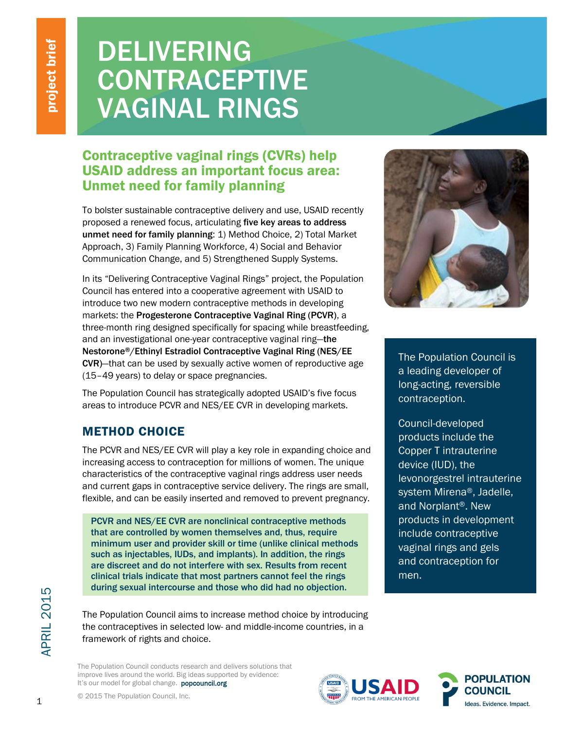project brief

# DELIVERING CONTRACEPTIVE VAGINAL RINGS

## Contraceptive vaginal rings (CVRs) help USAID address an important focus area: Unmet need for family planning

To bolster sustainable contraceptive delivery and use, USAID recently proposed a renewed focus, articulating **five key areas to address unmet need for family planning**: 1) Method Choice, 2) Total Market Approach, 3) Family Planning Workforce, 4) Social and Behavior Communication Change, and 5) Strengthened Supply Systems.

In its "Delivering Contraceptive Vaginal Rings" project, the Population Council has entered into a cooperative agreement with USAID to introduce two new modern contraceptive methods in developing markets: the **Progesterone Contraceptive Vaginal Ring (PCVR)**, a three-month ring designed specifically for spacing while breastfeeding, and an investigational one-year contraceptive vaginal ring—**the Nestorone®/Ethinyl Estradiol Contraceptive Vaginal Ring (NES/EE CVR)**—that can be used by sexually active women of reproductive age (15–49 years) to delay or space pregnancies.

The Population Council has strategically adopted USAID's five focus areas to introduce PCVR and NES/EE CVR in developing markets.

The Population Council is a leading developer of long-acting, reversible contraception.

Council-developed products include the Copper T intrauterine device (IUD), the levonorgestrel intrauterine system Mirena®, Jadelle, and Norplant®. New products in development include contraceptive vaginal rings and gels and contraception for men.

## METHOD CHOICE

The PCVR and NES/EE CVR will play a key role in expanding choice and increasing access to contraception for millions of women. The unique characteristics of the contraceptive vaginal rings address user needs and current gaps in contraceptive service delivery. The rings are small, flexible, and can be easily inserted and removed to prevent pregnancy.

**PCVR and NES/EE CVR are nonclinical contraceptive methods that are controlled by women themselves and, thus, require minimum user and provider skill or time (unlike clinical methods such as injectables, IUDs, and implants). In addition, the rings are discreet and do not interfere with sex. Results from recent clinical trials indicate that most partners cannot feel the rings during sexual intercourse and those who did had no objection.**

The Population Council aims to increase method choice by introducing the contraceptives in selected low- and middle-income countries, in a framework of rights and choice.

APRIL 2015

The Population Council conducts research and delivers solutions that improve lives around the world. Big ideas supported by evidence: It's our model for global change. popcouncil.org

© 2015 The Population Council, Inc.

USAID FROM THE AMERICAN PEOPLE

POPULATION COUNCIL Ideas. Evidence. Impact.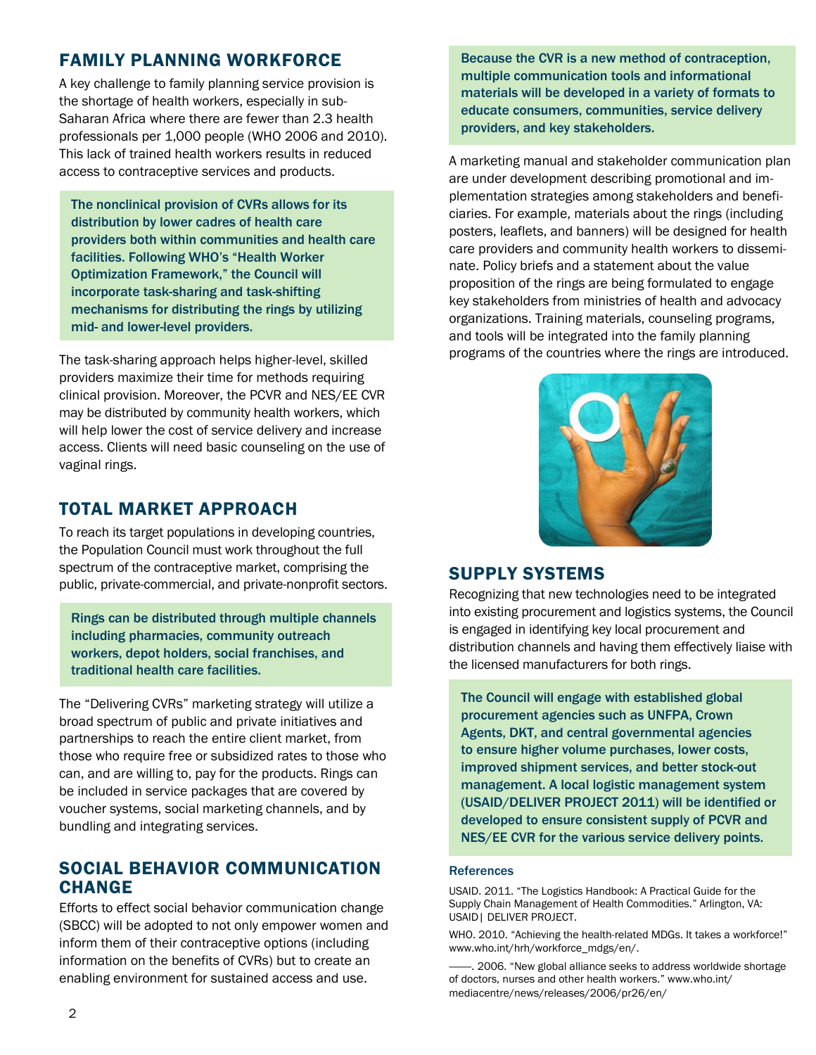## FAMILY PLANNING WORKFORCE

A key challenge to family planning service provision is the shortage of health workers, especially in sub-Saharan Africa where there are fewer than 2.3 health professionals per 1,000 people (WHO 2006 and 2010). This lack of trained health workers results in reduced access to contraceptive services and products.

**The nonclinical provision of CVRs allows for its distribution by lower cadres of health care providers both within communities and health care facilities. Following WHO's "Health Worker Optimization Framework," the Council will incorporate task-sharing and task-shifting mechanisms for distributing the rings by utilizing mid- and lower-level providers.**

The task-sharing approach helps higher-level, skilled providers maximize their time for methods requiring clinical provision. Moreover, the PCVR and NES/EE CVR may be distributed by community health workers, which will help lower the cost of service delivery and increase access. Clients will need basic counseling on the use of vaginal rings.

## TOTAL MARKET APPROACH

To reach its target populations in developing countries, the Population Council must work throughout the full spectrum of the contraceptive market, comprising the public, private-commercial, and private-nonprofit sectors.

**Rings can be distributed through multiple channels including pharmacies, community outreach workers, depot holders, social franchises, and traditional health care facilities.**

The "Delivering CVRs" marketing strategy will utilize a broad spectrum of public and private initiatives and partnerships to reach the entire client market, from those who require free or subsidized rates to those who can, and are willing to, pay for the products. Rings can be included in service packages that are covered by voucher systems, social marketing channels, and by bundling and integrating services.

## SOCIAL BEHAVIOR COMMUNICATION CHANGE

Efforts to effect social behavior communication change (SBCC) will be adopted to not only empower women and inform them of their contraceptive options (including information on the benefits of CVRs) but to create an enabling environment for sustained access and use.

**Because the CVR is a new method of contraception, multiple communication tools and informational materials will be developed in a variety of formats to educate consumers, communities, service delivery providers, and key stakeholders.**

A marketing manual and stakeholder communication plan are under development describing promotional and implementation strategies among stakeholders and beneficiaries. For example, materials about the rings (including posters, leaflets, and banners) will be designed for health care providers and community health workers to disseminate. Policy briefs and a statement about the value proposition of the rings are being formulated to engage key stakeholders from ministries of health and advocacy organizations. Training materials, counseling programs, and tools will be integrated into the family planning programs of the countries where the rings are introduced.

## SUPPLY SYSTEMS

Recognizing that new technologies need to be integrated into existing procurement and logistics systems, the Council is engaged in identifying key local procurement and distribution channels and having them effectively liaise with the licensed manufacturers for both rings.

**The Council will engage with established global procurement agencies such as UNFPA, Crown Agents, DKT, and central governmental agencies to ensure higher volume purchases, lower costs, improved shipment services, and better stock-out management. A local logistic management system (USAID/DELIVER PROJECT 2011) will be identified or developed to ensure consistent supply of PCVR and NES/EE CVR for the various service delivery points.**

### References

USAID. 2011. "The Logistics Handbook: A Practical Guide for the Supply Chain Management of Health Commodities." Arlington, VA: USAID| DELIVER PROJECT.

WHO. 2010. "Achieving the health-related MDGs. It takes a workforce!" www.who.int/hrh/workforce_mdgs/en/.

———. 2006. "New global alliance seeks to address worldwide shortage of doctors, nurses and other health workers." www.who.int/mediacentre/news/releases/2006/pr26/en/